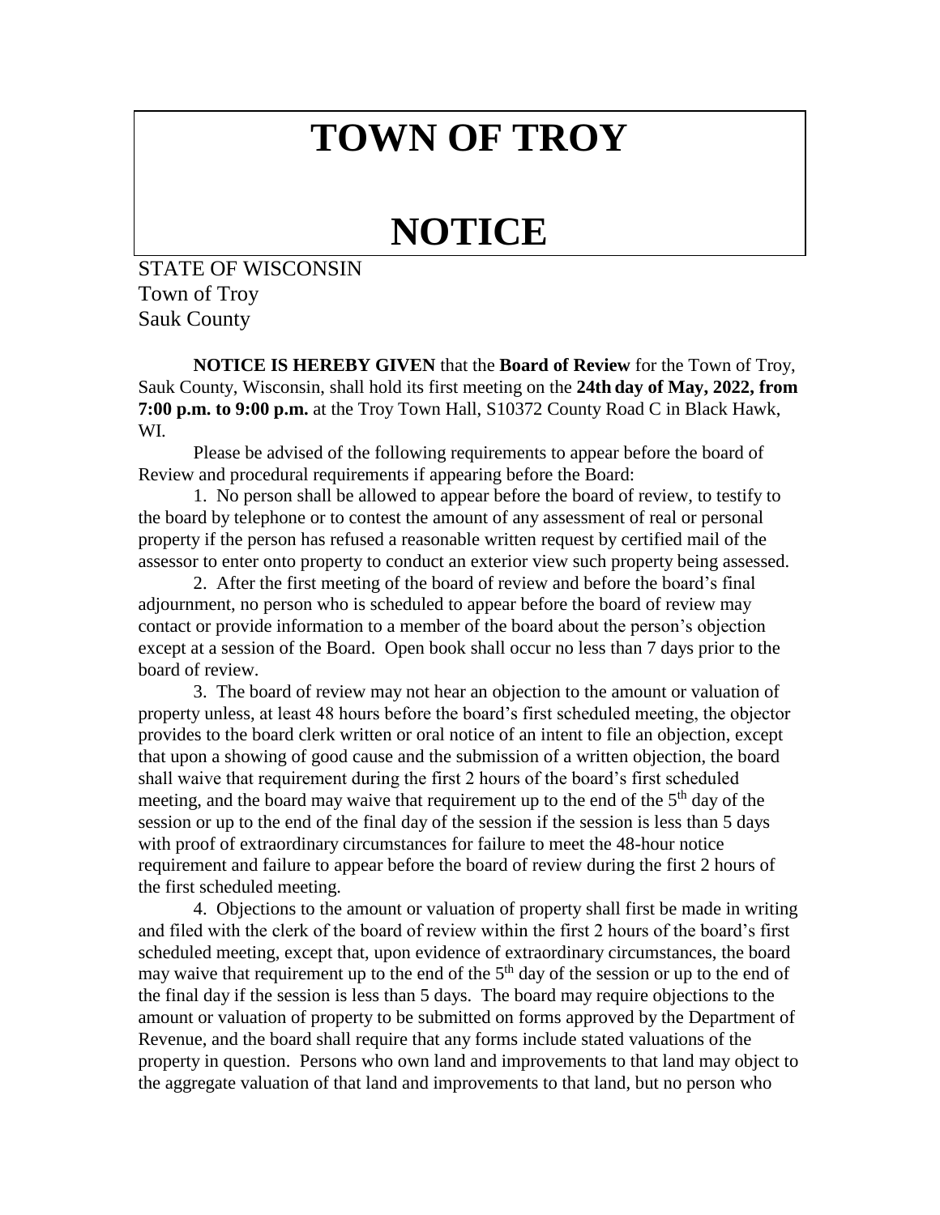# TOWN OF TROY

# NOTICE

STATE OF WISCONSIN
Town of Troy
Sauk County

**NOTICE IS HEREBY GIVEN** that the **Board of Review** for the Town of Troy, Sauk County, Wisconsin, shall hold its first meeting on the **24th day of May, 2022, from 7:00 p.m. to 9:00 p.m.** at the Troy Town Hall, S10372 County Road C in Black Hawk, WI.

Please be advised of the following requirements to appear before the board of Review and procedural requirements if appearing before the Board:

1. No person shall be allowed to appear before the board of review, to testify to the board by telephone or to contest the amount of any assessment of real or personal property if the person has refused a reasonable written request by certified mail of the assessor to enter onto property to conduct an exterior view such property being assessed.

2. After the first meeting of the board of review and before the board's final adjournment, no person who is scheduled to appear before the board of review may contact or provide information to a member of the board about the person's objection except at a session of the Board. Open book shall occur no less than 7 days prior to the board of review.

3. The board of review may not hear an objection to the amount or valuation of property unless, at least 48 hours before the board's first scheduled meeting, the objector provides to the board clerk written or oral notice of an intent to file an objection, except that upon a showing of good cause and the submission of a written objection, the board shall waive that requirement during the first 2 hours of the board's first scheduled meeting, and the board may waive that requirement up to the end of the 5th day of the session or up to the end of the final day of the session if the session is less than 5 days with proof of extraordinary circumstances for failure to meet the 48-hour notice requirement and failure to appear before the board of review during the first 2 hours of the first scheduled meeting.

4. Objections to the amount or valuation of property shall first be made in writing and filed with the clerk of the board of review within the first 2 hours of the board's first scheduled meeting, except that, upon evidence of extraordinary circumstances, the board may waive that requirement up to the end of the 5th day of the session or up to the end of the final day if the session is less than 5 days. The board may require objections to the amount or valuation of property to be submitted on forms approved by the Department of Revenue, and the board shall require that any forms include stated valuations of the property in question. Persons who own land and improvements to that land may object to the aggregate valuation of that land and improvements to that land, but no person who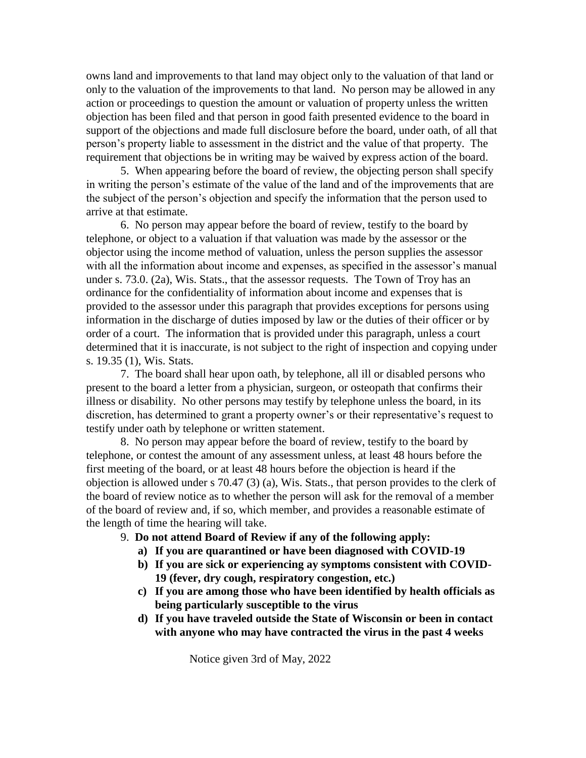owns land and improvements to that land may object only to the valuation of that land or only to the valuation of the improvements to that land. No person may be allowed in any action or proceedings to question the amount or valuation of property unless the written objection has been filed and that person in good faith presented evidence to the board in support of the objections and made full disclosure before the board, under oath, of all that person's property liable to assessment in the district and the value of that property. The requirement that objections be in writing may be waived by express action of the board.

5. When appearing before the board of review, the objecting person shall specify in writing the person's estimate of the value of the land and of the improvements that are the subject of the person's objection and specify the information that the person used to arrive at that estimate.

6. No person may appear before the board of review, testify to the board by telephone, or object to a valuation if that valuation was made by the assessor or the objector using the income method of valuation, unless the person supplies the assessor with all the information about income and expenses, as specified in the assessor's manual under s. 73.0. (2a), Wis. Stats., that the assessor requests. The Town of Troy has an ordinance for the confidentiality of information about income and expenses that is provided to the assessor under this paragraph that provides exceptions for persons using information in the discharge of duties imposed by law or the duties of their officer or by order of a court. The information that is provided under this paragraph, unless a court determined that it is inaccurate, is not subject to the right of inspection and copying under s. 19.35 (1), Wis. Stats.

7. The board shall hear upon oath, by telephone, all ill or disabled persons who present to the board a letter from a physician, surgeon, or osteopath that confirms their illness or disability. No other persons may testify by telephone unless the board, in its discretion, has determined to grant a property owner's or their representative's request to testify under oath by telephone or written statement.

8. No person may appear before the board of review, testify to the board by telephone, or contest the amount of any assessment unless, at least 48 hours before the first meeting of the board, or at least 48 hours before the objection is heard if the objection is allowed under s 70.47 (3) (a), Wis. Stats., that person provides to the clerk of the board of review notice as to whether the person will ask for the removal of a member of the board of review and, if so, which member, and provides a reasonable estimate of the length of time the hearing will take.

9. **Do not attend Board of Review if any of the following apply:**

   a) **If you are quarantined or have been diagnosed with COVID-19**

   b) **If you are sick or experiencing ay symptoms consistent with COVID-19 (fever, dry cough, respiratory congestion, etc.)**

   c) **If you are among those who have been identified by health officials as being particularly susceptible to the virus**

   d) **If you have traveled outside the State of Wisconsin or been in contact with anyone who may have contracted the virus in the past 4 weeks**

Notice given 3rd of May, 2022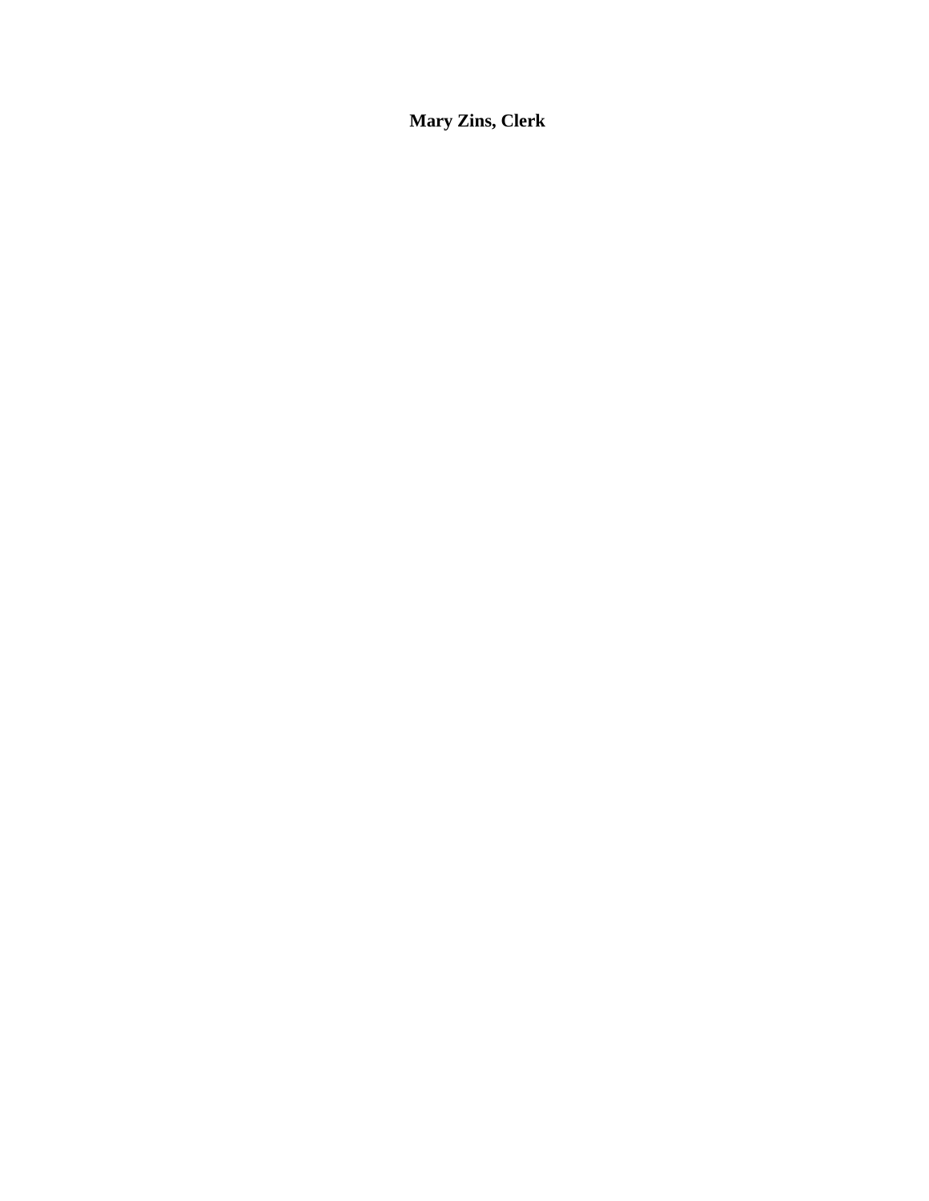**Mary Zins, Clerk**